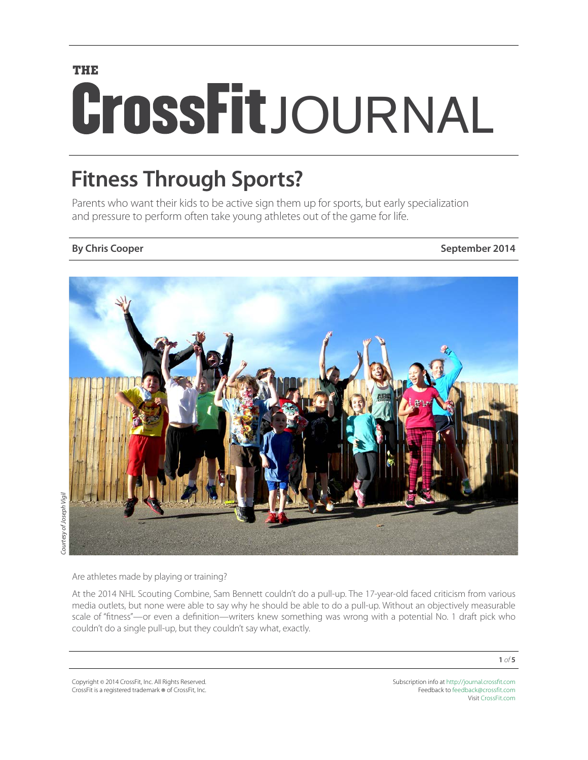THE **CrossFit** JOURNAL

# Fitness Through Sports?

Parents who want their kids to be active sign them up for sports, but early specialization and pressure to perform often take young athletes out of the game for life.

**By Chris Cooper** **September 2014**

*Courtesy of Joseph Vigil*

Are athletes made by playing or training?

At the 2014 NHL Scouting Combine, Sam Bennett couldn't do a pull-up. The 17-year-old faced criticism from various media outlets, but none were able to say why he should be able to do a pull-up. Without an objectively measurable scale of "fitness"—or even a definition—writers knew something was wrong with a potential No. 1 draft pick who couldn't do a single pull-up, but they couldn't say what, exactly.

Copyright © 2014 CrossFit, Inc. All Rights Reserved.
CrossFit is a registered trademark ® of CrossFit, Inc.

Subscription info at http://journal.crossfit.com
Feedback to feedback@crossfit.com
Visit CrossFit.com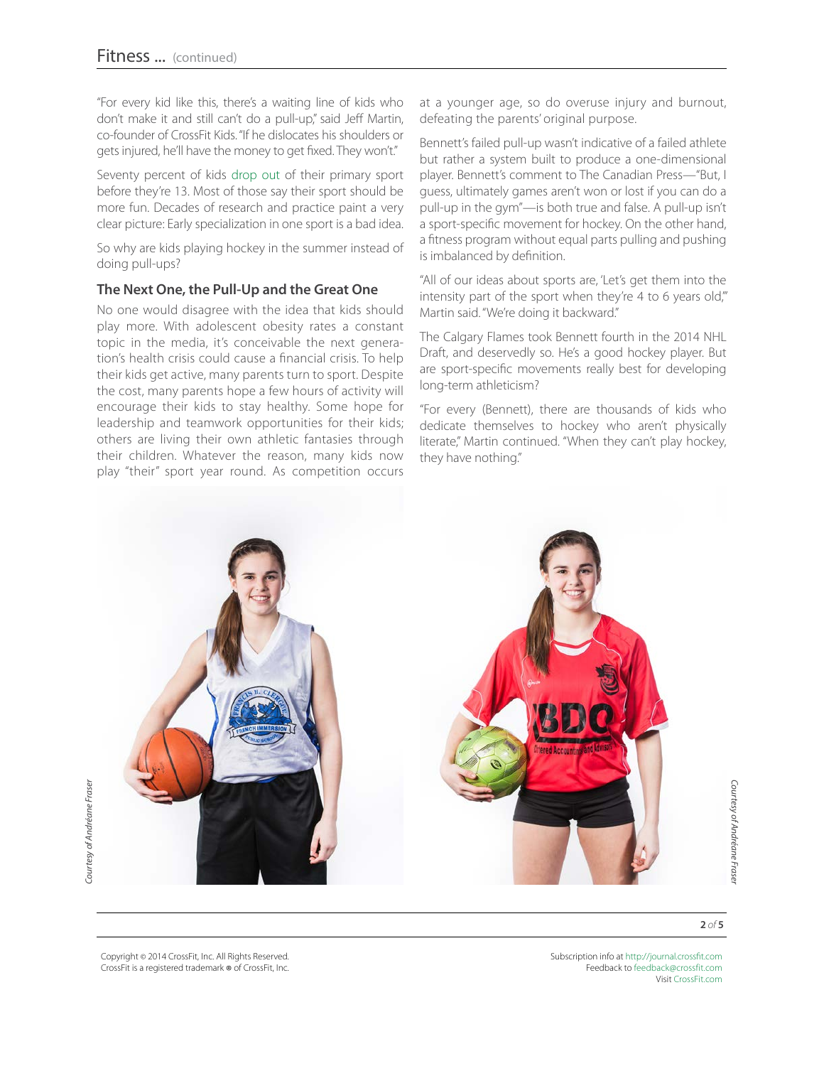"For every kid like this, there's a waiting line of kids who don't make it and still can't do a pull-up," said Jeff Martin, co-founder of CrossFit Kids. "If he dislocates his shoulders or gets injured, he'll have the money to get fixed. They won't."

Seventy percent of kids drop out of their primary sport before they're 13. Most of those say their sport should be more fun. Decades of research and practice paint a very clear picture: Early specialization in one sport is a bad idea.

So why are kids playing hockey in the summer instead of doing pull-ups?

### The Next One, the Pull-Up and the Great One

No one would disagree with the idea that kids should play more. With adolescent obesity rates a constant topic in the media, it's conceivable the next generation's health crisis could cause a financial crisis. To help their kids get active, many parents turn to sport. Despite the cost, many parents hope a few hours of activity will encourage their kids to stay healthy. Some hope for leadership and teamwork opportunities for their kids; others are living their own athletic fantasies through their children. Whatever the reason, many kids now play "their" sport year round. As competition occurs at a younger age, so do overuse injury and burnout, defeating the parents' original purpose.

Bennett's failed pull-up wasn't indicative of a failed athlete but rather a system built to produce a one-dimensional player. Bennett's comment to The Canadian Press—"But, I guess, ultimately games aren't won or lost if you can do a pull-up in the gym"—is both true and false. A pull-up isn't a sport-specific movement for hockey. On the other hand, a fitness program without equal parts pulling and pushing is imbalanced by definition.

"All of our ideas about sports are, 'Let's get them into the intensity part of the sport when they're 4 to 6 years old,'" Martin said. "We're doing it backward."

The Calgary Flames took Bennett fourth in the 2014 NHL Draft, and deservedly so. He's a good hockey player. But are sport-specific movements really best for developing long-term athleticism?

"For every (Bennett), there are thousands of kids who dedicate themselves to hockey who aren't physically literate," Martin continued. "When they can't play hockey, they have nothing."

*Courtesy of Andréane Fraser*

*Courtesy of Andréane Fraser*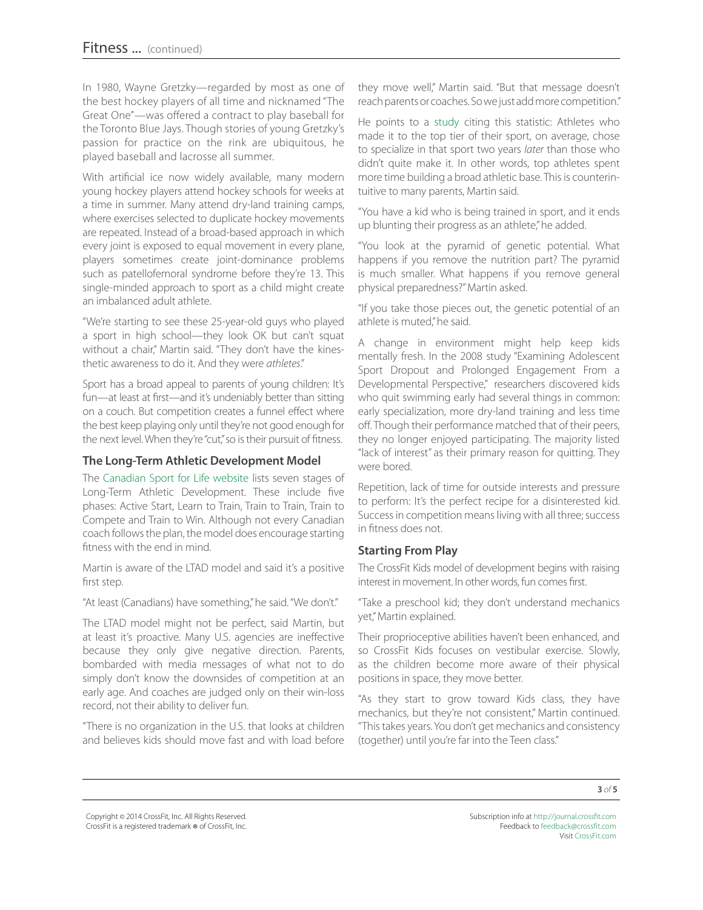In 1980, Wayne Gretzky—regarded by most as one of the best hockey players of all time and nicknamed "The Great One"—was offered a contract to play baseball for the Toronto Blue Jays. Though stories of young Gretzky's passion for practice on the rink are ubiquitous, he played baseball and lacrosse all summer.

With artificial ice now widely available, many modern young hockey players attend hockey schools for weeks at a time in summer. Many attend dry-land training camps, where exercises selected to duplicate hockey movements are repeated. Instead of a broad-based approach in which every joint is exposed to equal movement in every plane, players sometimes create joint-dominance problems such as patellofemoral syndrome before they're 13. This single-minded approach to sport as a child might create an imbalanced adult athlete.

"We're starting to see these 25-year-old guys who played a sport in high school—they look OK but can't squat without a chair," Martin said. "They don't have the kinesthetic awareness to do it. And they were *athletes*."

Sport has a broad appeal to parents of young children: It's fun—at least at first—and it's undeniably better than sitting on a couch. But competition creates a funnel effect where the best keep playing only until they're not good enough for the next level. When they're "cut," so is their pursuit of fitness.

## The Long-Term Athletic Development Model

The Canadian Sport for Life website lists seven stages of Long-Term Athletic Development. These include five phases: Active Start, Learn to Train, Train to Train, Train to Compete and Train to Win. Although not every Canadian coach follows the plan, the model does encourage starting fitness with the end in mind.

Martin is aware of the LTAD model and said it's a positive first step.

"At least (Canadians) have something," he said. "We don't."

The LTAD model might not be perfect, said Martin, but at least it's proactive. Many U.S. agencies are ineffective because they only give negative direction. Parents, bombarded with media messages of what not to do simply don't know the downsides of competition at an early age. And coaches are judged only on their win-loss record, not their ability to deliver fun.

"There is no organization in the U.S. that looks at children and believes kids should move fast and with load before they move well," Martin said. "But that message doesn't reach parents or coaches. So we just add more competition."

He points to a study citing this statistic: Athletes who made it to the top tier of their sport, on average, chose to specialize in that sport two years *later* than those who didn't quite make it. In other words, top athletes spent more time building a broad athletic base. This is counterintuitive to many parents, Martin said.

"You have a kid who is being trained in sport, and it ends up blunting their progress as an athlete," he added.

"You look at the pyramid of genetic potential. What happens if you remove the nutrition part? The pyramid is much smaller. What happens if you remove general physical preparedness?" Martin asked.

"If you take those pieces out, the genetic potential of an athlete is muted," he said.

A change in environment might help keep kids mentally fresh. In the 2008 study "Examining Adolescent Sport Dropout and Prolonged Engagement From a Developmental Perspective," researchers discovered kids who quit swimming early had several things in common: early specialization, more dry-land training and less time off. Though their performance matched that of their peers, they no longer enjoyed participating. The majority listed "lack of interest" as their primary reason for quitting. They were bored.

Repetition, lack of time for outside interests and pressure to perform: It's the perfect recipe for a disinterested kid. Success in competition means living with all three; success in fitness does not.

## Starting From Play

The CrossFit Kids model of development begins with raising interest in movement. In other words, fun comes first.

"Take a preschool kid; they don't understand mechanics yet," Martin explained.

Their proprioceptive abilities haven't been enhanced, and so CrossFit Kids focuses on vestibular exercise. Slowly, as the children become more aware of their physical positions in space, they move better.

"As they start to grow toward Kids class, they have mechanics, but they're not consistent," Martin continued. "This takes years. You don't get mechanics and consistency (together) until you're far into the Teen class."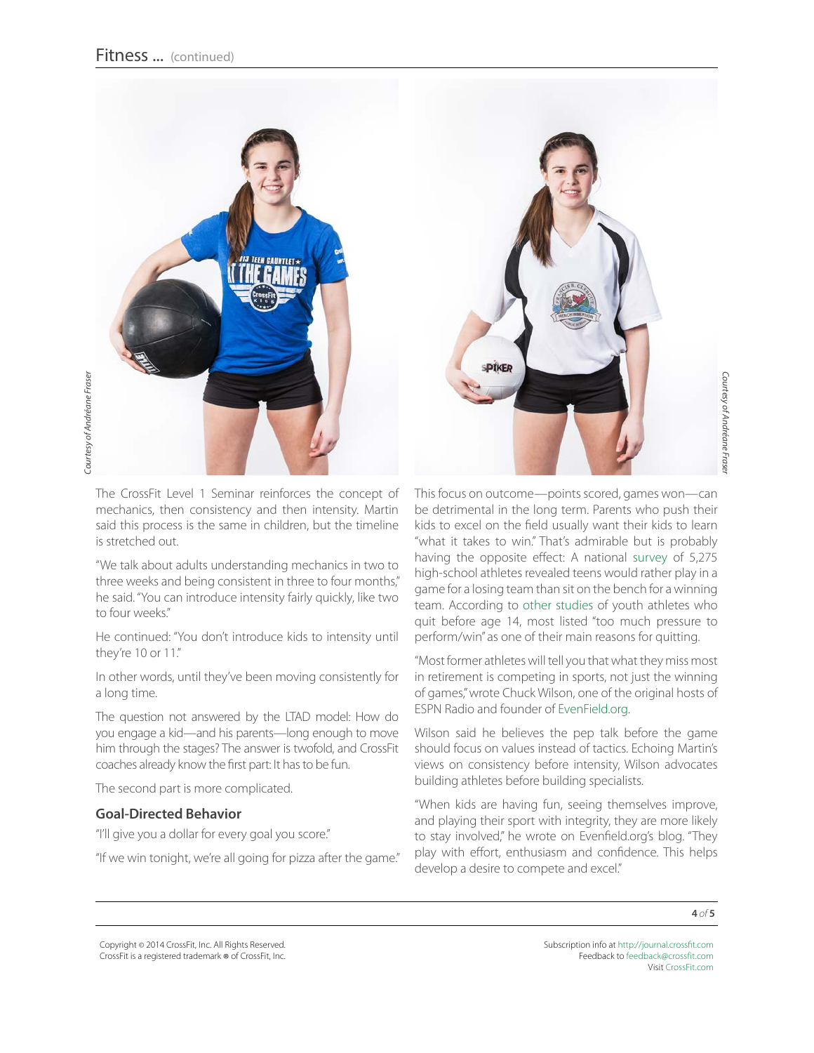Courtesy of Andréane Fraser

Courtesy of Andréane Fraser

The CrossFit Level 1 Seminar reinforces the concept of mechanics, then consistency and then intensity. Martin said this process is the same in children, but the timeline is stretched out.

"We talk about adults understanding mechanics in two to three weeks and being consistent in three to four months," he said. "You can introduce intensity fairly quickly, like two to four weeks."

He continued: "You don't introduce kids to intensity until they're 10 or 11."

In other words, until they've been moving consistently for a long time.

The question not answered by the LTAD model: How do you engage a kid—and his parents—long enough to move him through the stages? The answer is twofold, and CrossFit coaches already know the first part: It has to be fun.

The second part is more complicated.

### Goal-Directed Behavior

"I'll give you a dollar for every goal you score."

"If we win tonight, we're all going for pizza after the game."

This focus on outcome—points scored, games won—can be detrimental in the long term. Parents who push their kids to excel on the field usually want their kids to learn "what it takes to win." That's admirable but is probably having the opposite effect: A national survey of 5,275 high-school athletes revealed teens would rather play in a game for a losing team than sit on the bench for a winning team. According to other studies of youth athletes who quit before age 14, most listed "too much pressure to perform/win" as one of their main reasons for quitting.

"Most former athletes will tell you that what they miss most in retirement is competing in sports, not just the winning of games," wrote Chuck Wilson, one of the original hosts of ESPN Radio and founder of EvenField.org.

Wilson said he believes the pep talk before the game should focus on values instead of tactics. Echoing Martin's views on consistency before intensity, Wilson advocates building athletes before building specialists.

"When kids are having fun, seeing themselves improve, and playing their sport with integrity, they are more likely to stay involved," he wrote on Evenfield.org's blog. "They play with effort, enthusiasm and confidence. This helps develop a desire to compete and excel."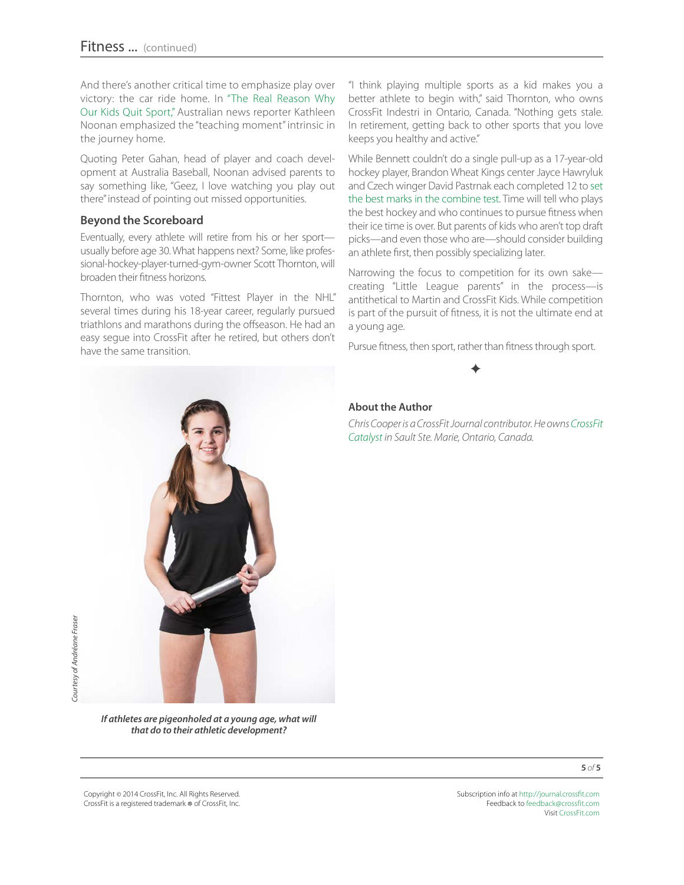And there's another critical time to emphasize play over victory: the car ride home. In "The Real Reason Why Our Kids Quit Sport," Australian news reporter Kathleen Noonan emphasized the "teaching moment" intrinsic in the journey home.

Quoting Peter Gahan, head of player and coach development at Australia Baseball, Noonan advised parents to say something like, "Geez, I love watching you play out there" instead of pointing out missed opportunities.

### Beyond the Scoreboard

Eventually, every athlete will retire from his or her sport—usually before age 30. What happens next? Some, like professional-hockey-player-turned-gym-owner Scott Thornton, will broaden their fitness horizons.

Thornton, who was voted "Fittest Player in the NHL" several times during his 18-year career, regularly pursued triathlons and marathons during the offseason. He had an easy segue into CrossFit after he retired, but others don't have the same transition.

Courtesy of Andréane Fraser

*If athletes are pigeonholed at a young age, what will that do to their athletic development?*

"I think playing multiple sports as a kid makes you a better athlete to begin with," said Thornton, who owns CrossFit Indestri in Ontario, Canada. "Nothing gets stale. In retirement, getting back to other sports that you love keeps you healthy and active."

While Bennett couldn't do a single pull-up as a 17-year-old hockey player, Brandon Wheat Kings center Jayce Hawryluk and Czech winger David Pastrnak each completed 12 to set the best marks in the combine test. Time will tell who plays the best hockey and who continues to pursue fitness when their ice time is over. But parents of kids who aren't top draft picks—and even those who are—should consider building an athlete first, then possibly specializing later.

Narrowing the focus to competition for its own sake—creating "Little League parents" in the process—is antithetical to Martin and CrossFit Kids. While competition is part of the pursuit of fitness, it is not the ultimate end at a young age.

Pursue fitness, then sport, rather than fitness through sport.

✦

### About the Author

*Chris Cooper is a CrossFit Journal contributor. He owns CrossFit Catalyst in Sault Ste. Marie, Ontario, Canada.*

Copyright © 2014 CrossFit, Inc. All Rights Reserved.
CrossFit is a registered trademark ® of CrossFit, Inc.

Subscription info at http://journal.crossfit.com
Feedback to feedback@crossfit.com
Visit CrossFit.com